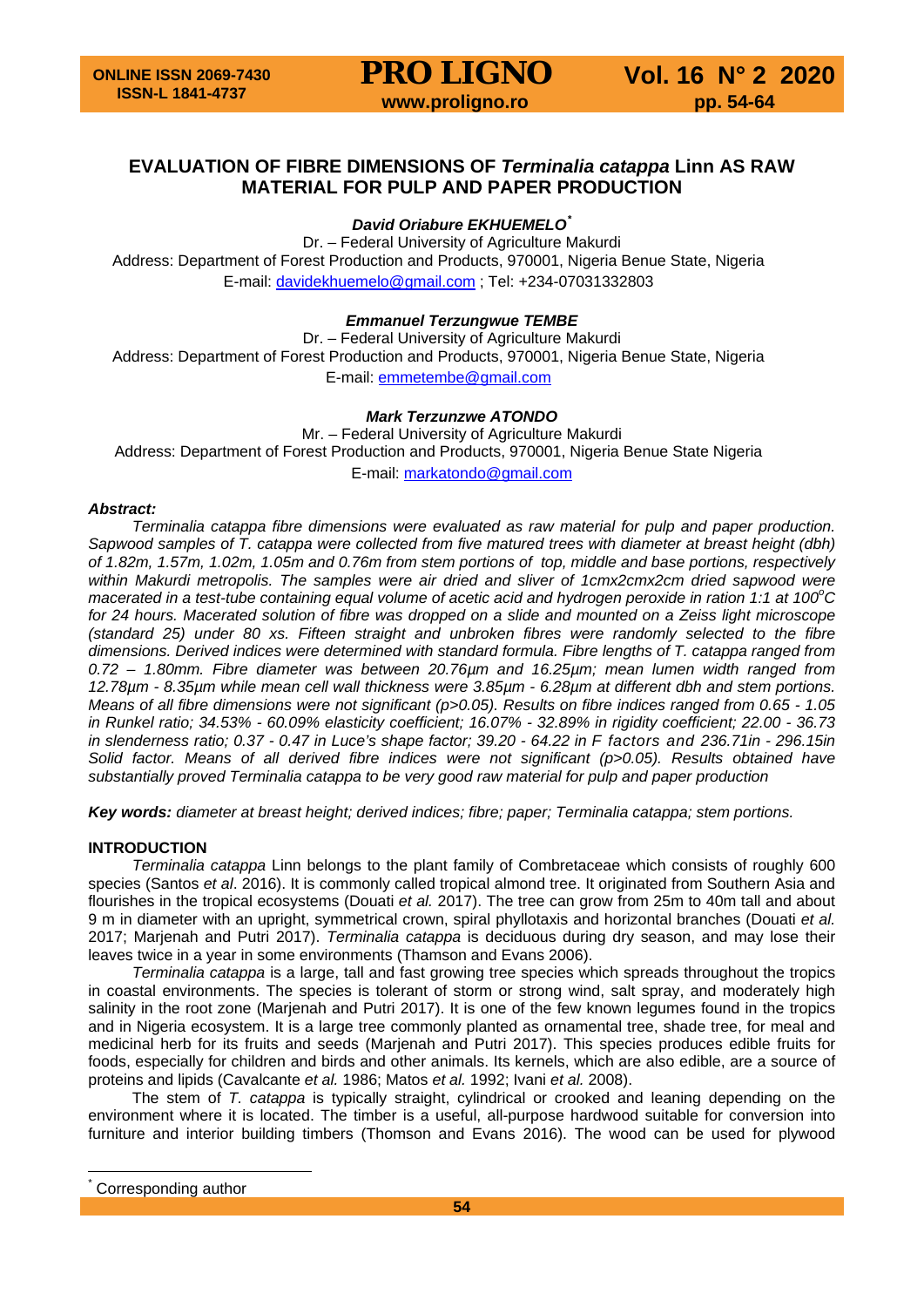# EVALUATION OF FIBRE DIMENSIONS OF *Terminalia catappa* Linn AS RAW MATERIAL FOR PULP AND PAPER PRODUCTION

***David Oriabure EKHUEMELO*** [*]

Dr. – Federal University of Agriculture Makurdi
Address: Department of Forest Production and Products, 970001, Nigeria Benue State, Nigeria
E-mail: davidekhuemelo@gmail.com ; Tel: +234-07031332803

***Emmanuel Terzungwue TEMBE***

Dr. – Federal University of Agriculture Makurdi
Address: Department of Forest Production and Products, 970001, Nigeria Benue State, Nigeria
E-mail: emmetembe@gmail.com

***Mark Terzunzwe ATONDO***

Mr. – Federal University of Agriculture Makurdi
Address: Department of Forest Production and Products, 970001, Nigeria Benue State Nigeria
E-mail: markatondo@gmail.com

***Abstract:***

*Terminalia catappa fibre dimensions were evaluated as raw material for pulp and paper production. Sapwood samples of T. catappa were collected from five matured trees with diameter at breast height (dbh) of 1.82m, 1.57m, 1.02m, 1.05m and 0.76m from stem portions of top, middle and base portions, respectively within Makurdi metropolis. The samples were air dried and sliver of 1cmx2cmx2cm dried sapwood were macerated in a test-tube containing equal volume of acetic acid and hydrogen peroxide in ration 1:1 at 100°C for 24 hours. Macerated solution of fibre was dropped on a slide and mounted on a Zeiss light microscope (standard 25) under 80 xs. Fifteen straight and unbroken fibres were randomly selected to the fibre dimensions. Derived indices were determined with standard formula. Fibre lengths of T. catappa ranged from 0.72 – 1.80mm. Fibre diameter was between 20.76µm and 16.25µm; mean lumen width ranged from 12.78µm - 8.35µm while mean cell wall thickness were 3.85µm - 6.28µm at different dbh and stem portions. Means of all fibre dimensions were not significant (p>0.05). Results on fibre indices ranged from 0.65 - 1.05 in Runkel ratio; 34.53% - 60.09% elasticity coefficient; 16.07% - 32.89% in rigidity coefficient; 22.00 - 36.73 in slenderness ratio; 0.37 - 0.47 in Luce's shape factor; 39.20 - 64.22 in F factors and 236.71in - 296.15in Solid factor. Means of all derived fibre indices were not significant (p>0.05). Results obtained have substantially proved Terminalia catappa to be very good raw material for pulp and paper production*

***Key words:*** *diameter at breast height; derived indices; fibre; paper; Terminalia catappa; stem portions.*

## INTRODUCTION

*Terminalia catappa* Linn belongs to the plant family of Combretaceae which consists of roughly 600 species (Santos *et al*. 2016). It is commonly called tropical almond tree. It originated from Southern Asia and flourishes in the tropical ecosystems (Douati *et al.* 2017). The tree can grow from 25m to 40m tall and about 9 m in diameter with an upright, symmetrical crown, spiral phyllotaxis and horizontal branches (Douati *et al.* 2017; Marjenah and Putri 2017). *Terminalia catappa* is deciduous during dry season, and may lose their leaves twice in a year in some environments (Thamson and Evans 2006).

*Terminalia catappa* is a large, tall and fast growing tree species which spreads throughout the tropics in coastal environments. The species is tolerant of storm or strong wind, salt spray, and moderately high salinity in the root zone (Marjenah and Putri 2017). It is one of the few known legumes found in the tropics and in Nigeria ecosystem. It is a large tree commonly planted as ornamental tree, shade tree, for meal and medicinal herb for its fruits and seeds (Marjenah and Putri 2017). This species produces edible fruits for foods, especially for children and birds and other animals. Its kernels, which are also edible, are a source of proteins and lipids (Cavalcante *et al.* 1986; Matos *et al.* 1992; Ivani *et al.* 2008).

The stem of *T. catappa* is typically straight, cylindrical or crooked and leaning depending on the environment where it is located. The timber is a useful, all-purpose hardwood suitable for conversion into furniture and interior building timbers (Thomson and Evans 2016). The wood can be used for plywood

[*] Corresponding author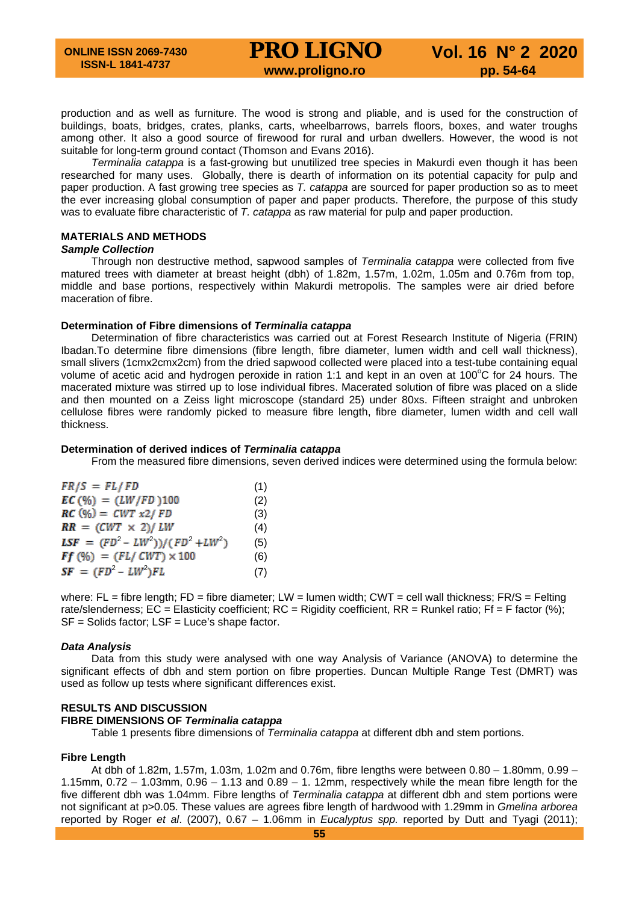production and as well as furniture. The wood is strong and pliable, and is used for the construction of buildings, boats, bridges, crates, planks, carts, wheelbarrows, barrels floors, boxes, and water troughs among other. It also a good source of firewood for rural and urban dwellers. However, the wood is not suitable for long-term ground contact (Thomson and Evans 2016).

*Terminalia catappa* is a fast-growing but unutilized tree species in Makurdi even though it has been researched for many uses. Globally, there is dearth of information on its potential capacity for pulp and paper production. A fast growing tree species as *T. catappa* are sourced for paper production so as to meet the ever increasing global consumption of paper and paper products. Therefore, the purpose of this study was to evaluate fibre characteristic of *T. catappa* as raw material for pulp and paper production.

## MATERIALS AND METHODS

### *Sample Collection*

Through non destructive method, sapwood samples of *Terminalia catappa* were collected from five matured trees with diameter at breast height (dbh) of 1.82m, 1.57m, 1.02m, 1.05m and 0.76m from top, middle and base portions, respectively within Makurdi metropolis. The samples were air dried before maceration of fibre.

### Determination of Fibre dimensions of *Terminalia catappa*

Determination of fibre characteristics was carried out at Forest Research Institute of Nigeria (FRIN) Ibadan.To determine fibre dimensions (fibre length, fibre diameter, lumen width and cell wall thickness), small slivers (1cmx2cmx2cm) from the dried sapwood collected were placed into a test-tube containing equal volume of acetic acid and hydrogen peroxide in ration 1:1 and kept in an oven at 100°C for 24 hours. The macerated mixture was stirred up to lose individual fibres. Macerated solution of fibre was placed on a slide and then mounted on a Zeiss light microscope (standard 25) under 80xs. Fifteen straight and unbroken cellulose fibres were randomly picked to measure fibre length, fibre diameter, lumen width and cell wall thickness.

### Determination of derived indices of *Terminalia catappa*

From the measured fibre dimensions, seven derived indices were determined using the formula below:

$$FR/S = FL/FD \quad (1)$$

$$EC\,(\%) = (LW/FD)100 \quad (2)$$

$$RC\,(\%) = CWT\,x2/\,FD \quad (3)$$

$$RR = (CWT \times 2)/\,LW \quad (4)$$

$$LSF = (FD^2 - LW^2))/(FD^2 + LW^2) \quad (5)$$

$$Ff\,(\%) = (FL/\,CWT) \times 100 \quad (6)$$

$$SF = (FD^2 - LW^2)FL \quad (7)$$

where: FL = fibre length; FD = fibre diameter; LW = lumen width; CWT = cell wall thickness; FR/S = Felting rate/slenderness; EC = Elasticity coefficient; RC = Rigidity coefficient, RR = Runkel ratio; Ff = F factor (%); SF = Solids factor; LSF = Luce's shape factor.

### *Data Analysis*

Data from this study were analysed with one way Analysis of Variance (ANOVA) to determine the significant effects of dbh and stem portion on fibre properties. Duncan Multiple Range Test (DMRT) was used as follow up tests where significant differences exist.

## RESULTS AND DISCUSSION

### FIBRE DIMENSIONS OF *Terminalia catappa*

Table 1 presents fibre dimensions of *Terminalia catappa* at different dbh and stem portions.

### Fibre Length

At dbh of 1.82m, 1.57m, 1.03m, 1.02m and 0.76m, fibre lengths were between 0.80 – 1.80mm, 0.99 – 1.15mm, 0.72 – 1.03mm, 0.96 – 1.13 and 0.89 – 1. 12mm, respectively while the mean fibre length for the five different dbh was 1.04mm. Fibre lengths of *Terminalia catappa* at different dbh and stem portions were not significant at p>0.05. These values are agrees fibre length of hardwood with 1.29mm in *Gmelina arborea* reported by Roger *et al*. (2007), 0.67 – 1.06mm in *Eucalyptus spp.* reported by Dutt and Tyagi (2011);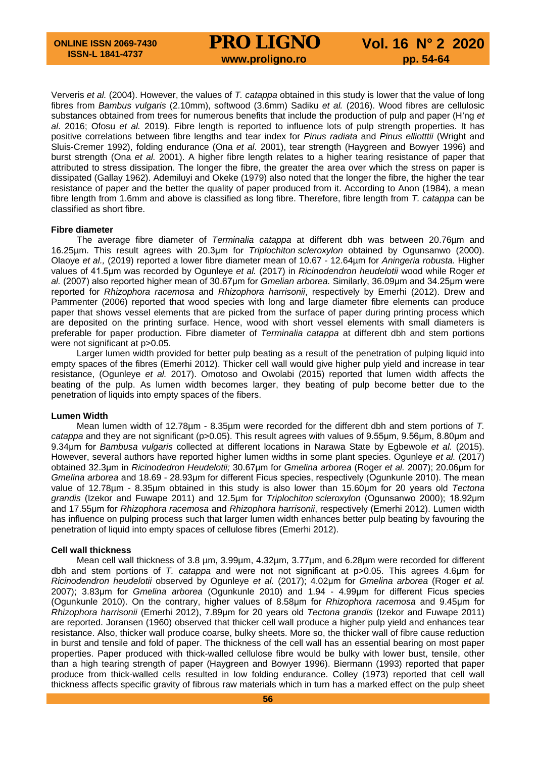Ververis *et al.* (2004). However, the values of *T. catappa* obtained in this study is lower that the value of long fibres from *Bambus vulgaris* (2.10mm), softwood (3.6mm) Sadiku *et al.* (2016). Wood fibres are cellulosic substances obtained from trees for numerous benefits that include the production of pulp and paper (H'ng *et al*. 2016; Ofosu *et al.* 2019). Fibre length is reported to influence lots of pulp strength properties. It has positive correlations between fibre lengths and tear index for *Pinus radiata* and *Pinus elliotttii* (Wright and Sluis-Cremer 1992), folding endurance (Ona *et al*. 2001), tear strength (Haygreen and Bowyer 1996) and burst strength (Ona *et al.* 2001). A higher fibre length relates to a higher tearing resistance of paper that attributed to stress dissipation. The longer the fibre, the greater the area over which the stress on paper is dissipated (Gallay 1962). Ademiluyi and Okeke (1979) also noted that the longer the fibre, the higher the tear resistance of paper and the better the quality of paper produced from it. According to Anon (1984), a mean fibre length from 1.6mm and above is classified as long fibre. Therefore, fibre length from *T. catappa* can be classified as short fibre.

**Fibre diameter**

The average fibre diameter of *Terminalia catappa* at different dbh was between 20.76μm and 16.25μm. This result agrees with 20.3μm for *Triplochiton scleroxylon* obtained by Ogunsanwo (2000). Olaoye *et al.,* (2019) reported a lower fibre diameter mean of 10.67 - 12.64μm for *Aningeria robusta.* Higher values of 41.5μm was recorded by Ogunleye *et al.* (2017) in *Ricinodendron heudelotii* observed by Ogunleye wood while Roger *et al.* (2007) also reported higher mean of 30.67μm for *Gmelian arborea.* Similarly, 36.09μm and 34.25μm were reported for *Rhizophora racemosa* and *Rhizophora harrisonii*, respectively by Emerhi (2012). Drew and Pammenter (2006) reported that wood species with long and large diameter fibre elements can produce paper that shows vessel elements that are picked from the surface of paper during printing process which are deposited on the printing surface. Hence, wood with short vessel elements with small diameters is preferable for paper production. Fibre diameter of *Terminalia catappa* at different dbh and stem portions were not significant at p>0.05.

Larger lumen width provided for better pulp beating as a result of the penetration of pulping liquid into empty spaces of the fibres (Emerhi 2012). Thicker cell wall would give higher pulp yield and increase in tear resistance, (Ogunleye *et al.* 2017). Omotoso and Owolabi (2015) reported that lumen width affects the beating of the pulp. As lumen width becomes larger, they beating of pulp become better due to the penetration of liquids into empty spaces of the fibers.

**Lumen Width**

Mean lumen width of 12.78μm - 8.35μm were recorded for the different dbh and stem portions of *T. catappa* and they are not significant (p>0.05). This result agrees with values of 9.55μm, 9.56μm, 8.80μm and 9.34μm for *Bambusa vulgaris* collected at different locations in Narawa State by Egbewole *et al.* (2015). However, several authors have reported higher lumen widths in some plant species. Ogunleye *et al.* (2017) obtained 32.3μm in *Ricinodedron Heudelotii;* 30.67μm for *Gmelina arborea* (Roger *et al.* 2007); 20.06μm for *Gmelina arborea* and 18.69 - 28.93μm for different Ficus species, respectively (Ogunkunle 2010). The mean value of 12.78μm - 8.35μm obtained in this study is also lower than 15.60μm for 20 years old *Tectona grandis* (Izekor and Fuwape 2011) and 12.5μm for *Triplochiton scleroxylon* (Ogunsanwo 2000); 18.92μm and 17.55μm for *Rhizophora racemosa* and *Rhizophora harrisonii*, respectively (Emerhi 2012). Lumen width has influence on pulping process such that larger lumen width enhances better pulp beating by favouring the penetration of liquid into empty spaces of cellulose fibres (Emerhi 2012).

**Cell wall thickness**

Mean cell wall thickness of 3.8 μm, 3.99μm, 4.32μm, 3.77μm, and 6.28μm were recorded for different dbh and stem portions of *T. catappa* and were not significant at p>0.05. This agrees 4.6μm for *Ricinodendron heudelotii* observed by Ogunleye *et al.* (2017); 4.02μm for *Gmelina arborea* (Roger *et al.* 2007); 3.83μm for *Gmelina arborea* (Ogunkunle 2010) and 1.94 - 4.99μm for different Ficus species (Ogunkunle 2010). On the contrary, higher values of 8.58μm for *Rhizophora racemosa* and 9.45μm for *Rhizophora harrisonii* (Emerhi 2012), 7.89μm for 20 years old *Tectona grandis* (Izekor and Fuwape 2011) are reported. Joransen (1960) observed that thicker cell wall produce a higher pulp yield and enhances tear resistance. Also, thicker wall produce coarse, bulky sheets. More so, the thicker wall of fibre cause reduction in burst and tensile and fold of paper. The thickness of the cell wall has an essential bearing on most paper properties. Paper produced with thick-walled cellulose fibre would be bulky with lower bust, tensile, other than a high tearing strength of paper (Haygreen and Bowyer 1996). Biermann (1993) reported that paper produce from thick-walled cells resulted in low folding endurance. Colley (1973) reported that cell wall thickness affects specific gravity of fibrous raw materials which in turn has a marked effect on the pulp sheet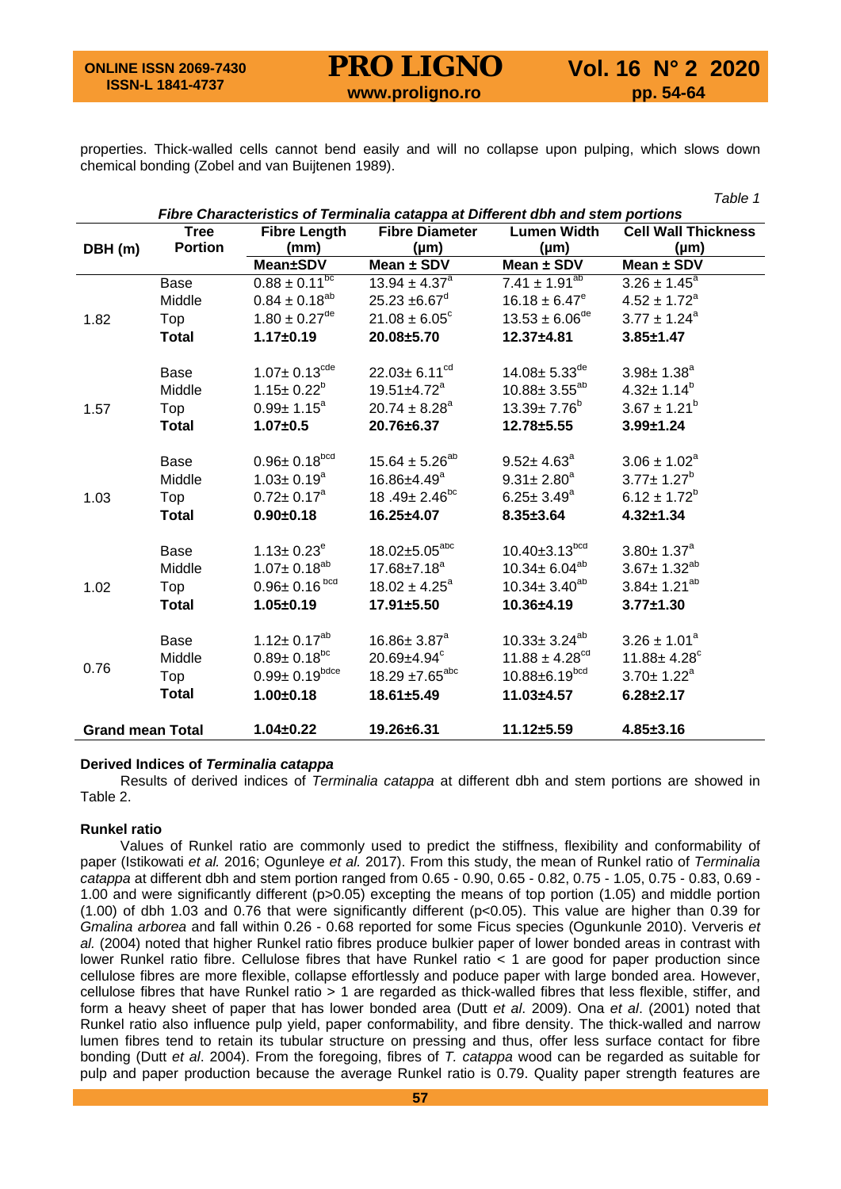properties. Thick-walled cells cannot bend easily and will no collapse upon pulping, which slows down chemical bonding (Zobel and van Buijtenen 1989).

*Table 1*

***Fibre Characteristics of Terminalia catappa at Different dbh and stem portions***

| DBH (m) | Tree Portion | Fibre Length (mm) | Fibre Diameter (μm) | Lumen Width (μm) | Cell Wall Thickness (μm) |
|---|---|---|---|---|---|
| | | **Mean±SDV** | **Mean ± SDV** | **Mean ± SDV** | **Mean ± SDV** |
| 1.82 | Base | $0.88 \pm 0.11^{bc}$ | $13.94 \pm 4.37^{a}$ | $7.41 \pm 1.91^{ab}$ | $3.26 \pm 1.45^{a}$ |
| | Middle | $0.84 \pm 0.18^{ab}$ | $25.23 \pm 6.67^{d}$ | $16.18 \pm 6.47^{e}$ | $4.52 \pm 1.72^{a}$ |
| | Top | $1.80 \pm 0.27^{de}$ | $21.08 \pm 6.05^{c}$ | $13.53 \pm 6.06^{de}$ | $3.77 \pm 1.24^{a}$ |
| | **Total** | **1.17±0.19** | **20.08±5.70** | **12.37±4.81** | **3.85±1.47** |
| 1.57 | Base | $1.07 \pm 0.13^{cde}$ | $22.03 \pm 6.11^{cd}$ | $14.08 \pm 5.33^{de}$ | $3.98 \pm 1.38^{a}$ |
| | Middle | $1.15 \pm 0.22^{b}$ | $19.51 \pm 4.72^{a}$ | $10.88 \pm 3.55^{ab}$ | $4.32 \pm 1.14^{b}$ |
| | Top | $0.99 \pm 1.15^{a}$ | $20.74 \pm 8.28^{a}$ | $13.39 \pm 7.76^{b}$ | $3.67 \pm 1.21^{b}$ |
| | **Total** | **1.07±0.5** | **20.76±6.37** | **12.78±5.55** | **3.99±1.24** |
| 1.03 | Base | $0.96 \pm 0.18^{bcd}$ | $15.64 \pm 5.26^{ab}$ | $9.52 \pm 4.63^{a}$ | $3.06 \pm 1.02^{a}$ |
| | Middle | $1.03 \pm 0.19^{a}$ | $16.86 \pm 4.49^{a}$ | $9.31 \pm 2.80^{a}$ | $3.77 \pm 1.27^{b}$ |
| | Top | $0.72 \pm 0.17^{a}$ | $18.49 \pm 2.46^{bc}$ | $6.25 \pm 3.49^{a}$ | $6.12 \pm 1.72^{b}$ |
| | **Total** | **0.90±0.18** | **16.25±4.07** | **8.35±3.64** | **4.32±1.34** |
| 1.02 | Base | $1.13 \pm 0.23^{e}$ | $18.02 \pm 5.05^{abc}$ | $10.40 \pm 3.13^{bcd}$ | $3.80 \pm 1.37^{a}$ |
| | Middle | $1.07 \pm 0.18^{ab}$ | $17.68 \pm 7.18^{a}$ | $10.34 \pm 6.04^{ab}$ | $3.67 \pm 1.32^{ab}$ |
| | Top | $0.96 \pm 0.16^{bcd}$ | $18.02 \pm 4.25^{a}$ | $10.34 \pm 3.40^{ab}$ | $3.84 \pm 1.21^{ab}$ |
| | **Total** | **1.05±0.19** | **17.91±5.50** | **10.36±4.19** | **3.77±1.30** |
| 0.76 | Base | $1.12 \pm 0.17^{ab}$ | $16.86 \pm 3.87^{a}$ | $10.33 \pm 3.24^{ab}$ | $3.26 \pm 1.01^{a}$ |
| | Middle | $0.89 \pm 0.18^{bc}$ | $20.69 \pm 4.94^{c}$ | $11.88 \pm 4.28^{cd}$ | $11.88 \pm 4.28^{c}$ |
| | Top | $0.99 \pm 0.19^{bdce}$ | $18.29 \pm 7.65^{abc}$ | $10.88 \pm 6.19^{bcd}$ | $3.70 \pm 1.22^{a}$ |
| | **Total** | **1.00±0.18** | **18.61±5.49** | **11.03±4.57** | **6.28±2.17** |
| **Grand mean Total** | | **1.04±0.22** | **19.26±6.31** | **11.12±5.59** | **4.85±3.16** |

### Derived Indices of *Terminalia catappa*

Results of derived indices of *Terminalia catappa* at different dbh and stem portions are showed in Table 2.

### Runkel ratio

Values of Runkel ratio are commonly used to predict the stiffness, flexibility and conformability of paper (Istikowati *et al.* 2016; Ogunleye *et al.* 2017). From this study, the mean of Runkel ratio of *Terminalia catappa* at different dbh and stem portion ranged from 0.65 - 0.90, 0.65 - 0.82, 0.75 - 1.05, 0.75 - 0.83, 0.69 - 1.00 and were significantly different ($p>0.05$) excepting the means of top portion (1.05) and middle portion (1.00) of dbh 1.03 and 0.76 that were significantly different ($p<0.05$). This value are higher than 0.39 for *Gmalina arborea* and fall within 0.26 - 0.68 reported for some Ficus species (Ogunkunle 2010). Ververis *et al.* (2004) noted that higher Runkel ratio fibres produce bulkier paper of lower bonded areas in contrast with lower Runkel ratio fibre. Cellulose fibres that have Runkel ratio < 1 are good for paper production since cellulose fibres are more flexible, collapse effortlessly and poduce paper with large bonded area. However, cellulose fibres that have Runkel ratio > 1 are regarded as thick-walled fibres that less flexible, stiffer, and form a heavy sheet of paper that has lower bonded area (Dutt *et al*. 2009). Ona *et al*. (2001) noted that Runkel ratio also influence pulp yield, paper conformability, and fibre density. The thick-walled and narrow lumen fibres tend to retain its tubular structure on pressing and thus, offer less surface contact for fibre bonding (Dutt *et al*. 2004). From the foregoing, fibres of *T. catappa* wood can be regarded as suitable for pulp and paper production because the average Runkel ratio is 0.79. Quality paper strength features are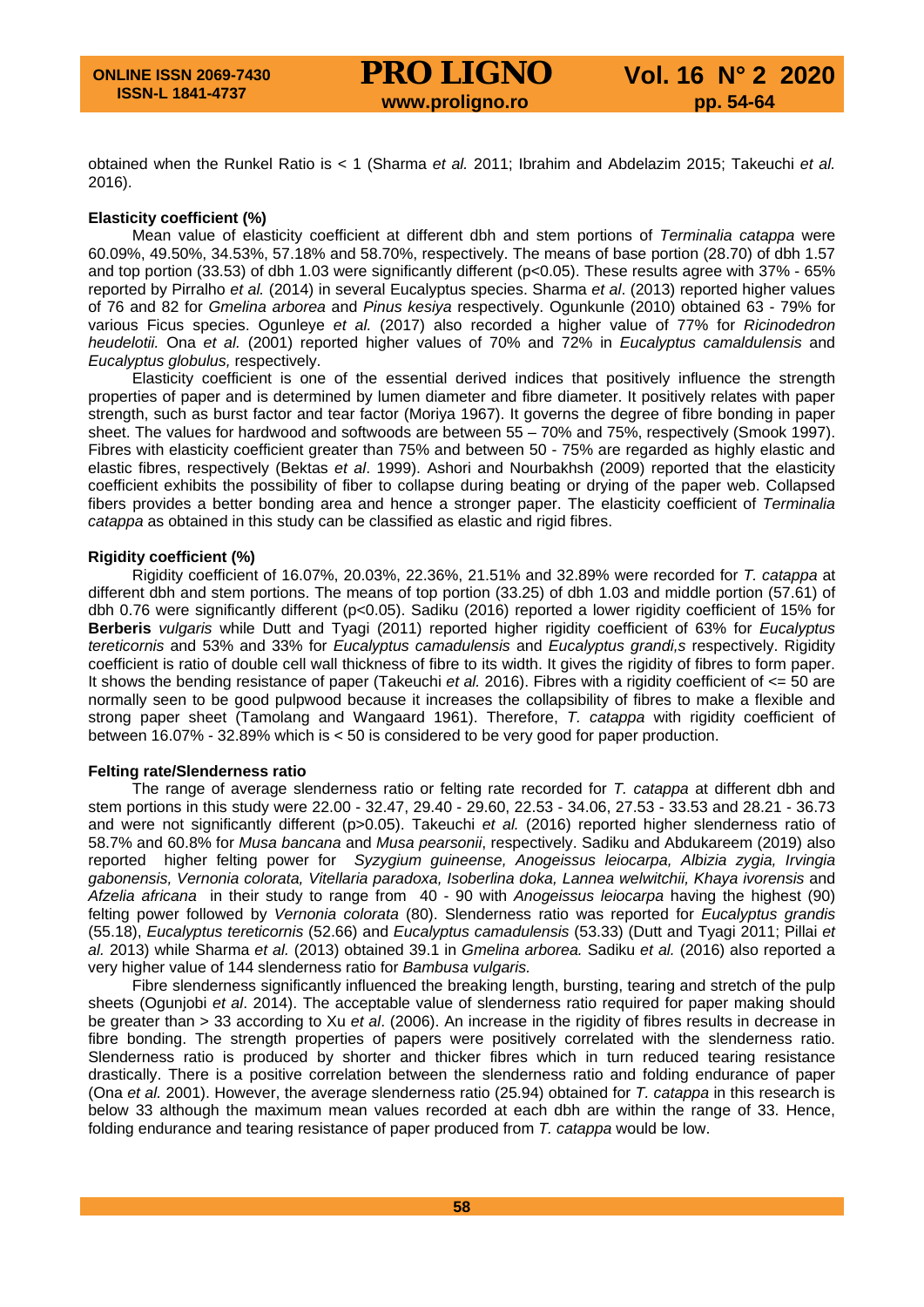obtained when the Runkel Ratio is < 1 (Sharma *et al.* 2011; Ibrahim and Abdelazim 2015; Takeuchi *et al.* 2016).

**Elasticity coefficient (%)**

Mean value of elasticity coefficient at different dbh and stem portions of *Terminalia catappa* were 60.09%, 49.50%, 34.53%, 57.18% and 58.70%, respectively. The means of base portion (28.70) of dbh 1.57 and top portion (33.53) of dbh 1.03 were significantly different (p<0.05). These results agree with 37% - 65% reported by Pirralho *et al.* (2014) in several Eucalyptus species. Sharma *et al*. (2013) reported higher values of 76 and 82 for *Gmelina arborea* and *Pinus kesiya* respectively. Ogunkunle (2010) obtained 63 - 79% for various Ficus species. Ogunleye *et al.* (2017) also recorded a higher value of 77% for *Ricinodedron heudelotii.* Ona *et al.* (2001) reported higher values of 70% and 72% in *Eucalyptus camaldulensis* and *Eucalyptus globulus,* respectively.

Elasticity coefficient is one of the essential derived indices that positively influence the strength properties of paper and is determined by lumen diameter and fibre diameter. It positively relates with paper strength, such as burst factor and tear factor (Moriya 1967). It governs the degree of fibre bonding in paper sheet. The values for hardwood and softwoods are between 55 – 70% and 75%, respectively (Smook 1997). Fibres with elasticity coefficient greater than 75% and between 50 - 75% are regarded as highly elastic and elastic fibres, respectively (Bektas *et al*. 1999). Ashori and Nourbakhsh (2009) reported that the elasticity coefficient exhibits the possibility of fiber to collapse during beating or drying of the paper web. Collapsed fibers provides a better bonding area and hence a stronger paper. The elasticity coefficient of *Terminalia catappa* as obtained in this study can be classified as elastic and rigid fibres.

**Rigidity coefficient (%)**

Rigidity coefficient of 16.07%, 20.03%, 22.36%, 21.51% and 32.89% were recorded for *T. catappa* at different dbh and stem portions. The means of top portion (33.25) of dbh 1.03 and middle portion (57.61) of dbh 0.76 were significantly different (p<0.05). Sadiku (2016) reported a lower rigidity coefficient of 15% for **Berberis** *vulgaris* while Dutt and Tyagi (2011) reported higher rigidity coefficient of 63% for *Eucalyptus tereticornis* and 53% and 33% for *Eucalyptus camadulensis* and *Eucalyptus grandi,s* respectively. Rigidity coefficient is ratio of double cell wall thickness of fibre to its width. It gives the rigidity of fibres to form paper. It shows the bending resistance of paper (Takeuchi *et al.* 2016). Fibres with a rigidity coefficient of <= 50 are normally seen to be good pulpwood because it increases the collapsibility of fibres to make a flexible and strong paper sheet (Tamolang and Wangaard 1961). Therefore, *T. catappa* with rigidity coefficient of between 16.07% - 32.89% which is < 50 is considered to be very good for paper production.

**Felting rate/Slenderness ratio**

The range of average slenderness ratio or felting rate recorded for *T. catappa* at different dbh and stem portions in this study were 22.00 - 32.47, 29.40 - 29.60, 22.53 - 34.06, 27.53 - 33.53 and 28.21 - 36.73 and were not significantly different (p>0.05). Takeuchi *et al.* (2016) reported higher slenderness ratio of 58.7% and 60.8% for *Musa bancana* and *Musa pearsonii*, respectively. Sadiku and Abdukareem (2019) also reported higher felting power for *Syzygium guineense, Anogeissus leiocarpa, Albizia zygia, Irvingia gabonensis, Vernonia colorata, Vitellaria paradoxa, Isoberlina doka, Lannea welwitchii, Khaya ivorensis* and *Afzelia africana* in their study to range from 40 - 90 with *Anogeissus leiocarpa* having the highest (90) felting power followed by *Vernonia colorata* (80). Slenderness ratio was reported for *Eucalyptus grandis* (55.18), *Eucalyptus tereticornis* (52.66) and *Eucalyptus camadulensis* (53.33) (Dutt and Tyagi 2011; Pillai *et al.* 2013) while Sharma *et al.* (2013) obtained 39.1 in *Gmelina arborea.* Sadiku *et al.* (2016) also reported a very higher value of 144 slenderness ratio for *Bambusa vulgaris.*

Fibre slenderness significantly influenced the breaking length, bursting, tearing and stretch of the pulp sheets (Ogunjobi *et al*. 2014). The acceptable value of slenderness ratio required for paper making should be greater than > 33 according to Xu *et al*. (2006). An increase in the rigidity of fibres results in decrease in fibre bonding. The strength properties of papers were positively correlated with the slenderness ratio. Slenderness ratio is produced by shorter and thicker fibres which in turn reduced tearing resistance drastically. There is a positive correlation between the slenderness ratio and folding endurance of paper (Ona *et al.* 2001). However, the average slenderness ratio (25.94) obtained for *T. catappa* in this research is below 33 although the maximum mean values recorded at each dbh are within the range of 33. Hence, folding endurance and tearing resistance of paper produced from *T. catappa* would be low.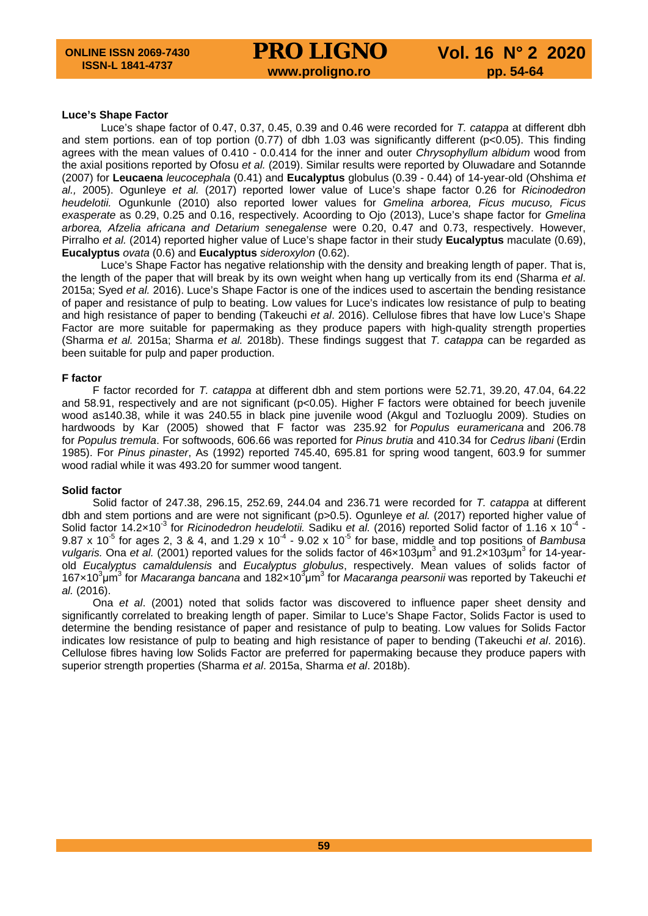**Luce's Shape Factor**

Luce's shape factor of 0.47, 0.37, 0.45, 0.39 and 0.46 were recorded for *T. catappa* at different dbh and stem portions. ean of top portion (0.77) of dbh 1.03 was significantly different ($p<0.05$). This finding agrees with the mean values of 0.410 - 0.0.414 for the inner and outer *Chrysophyllum albidum* wood from the axial positions reported by Ofosu *et al.* (2019). Similar results were reported by Oluwadare and Sotannde (2007) for **Leucaena** *leucocephala* (0.41) and **Eucalyptus** globulus (0.39 - 0.44) of 14-year-old (Ohshima *et al.,* 2005). Ogunleye *et al.* (2017) reported lower value of Luce's shape factor 0.26 for *Ricinodedron heudelotii.* Ogunkunle (2010) also reported lower values for *Gmelina arborea, Ficus mucuso, Ficus exasperate* as 0.29, 0.25 and 0.16, respectively. Acoording to Ojo (2013), Luce's shape factor for *Gmelina arborea, Afzelia africana and Detarium senegalense* were 0.20, 0.47 and 0.73, respectively. However, Pirralho *et al.* (2014) reported higher value of Luce's shape factor in their study **Eucalyptus** maculate (0.69), **Eucalyptus** *ovata* (0.6) and **Eucalyptus** *sideroxylon* (0.62).

Luce's Shape Factor has negative relationship with the density and breaking length of paper. That is, the length of the paper that will break by its own weight when hang up vertically from its end (Sharma *et al*. 2015a; Syed *et al.* 2016). Luce's Shape Factor is one of the indices used to ascertain the bending resistance of paper and resistance of pulp to beating. Low values for Luce's indicates low resistance of pulp to beating and high resistance of paper to bending (Takeuchi *et al*. 2016). Cellulose fibres that have low Luce's Shape Factor are more suitable for papermaking as they produce papers with high-quality strength properties (Sharma *et al.* 2015a; Sharma *et al.* 2018b). These findings suggest that *T. catappa* can be regarded as been suitable for pulp and paper production.

**F factor**

F factor recorded for *T. catappa* at different dbh and stem portions were 52.71, 39.20, 47.04, 64.22 and 58.91, respectively and are not significant ($p<0.05$). Higher F factors were obtained for beech juvenile wood as140.38, while it was 240.55 in black pine juvenile wood (Akgul and Tozluoglu 2009). Studies on hardwoods by Kar (2005) showed that F factor was 235.92 for *Populus euramericana* and 206.78 for *Populus tremula*. For softwoods, 606.66 was reported for *Pinus brutia* and 410.34 for *Cedrus libani* (Erdin 1985). For *Pinus pinaster*, As (1992) reported 745.40, 695.81 for spring wood tangent, 603.9 for summer wood radial while it was 493.20 for summer wood tangent.

**Solid factor**

Solid factor of 247.38, 296.15, 252.69, 244.04 and 236.71 were recorded for *T. catappa* at different dbh and stem portions and are were not significant ($p>0.5$). Ogunleye *et al.* (2017) reported higher value of Solid factor $14.2 \times 10^{-3}$ for *Ricinodedron heudelotii.* Sadiku *et al.* (2016) reported Solid factor of $1.16 \times 10^{-4}$ - $9.87 \times 10^{-5}$ for ages 2, 3 & 4, and $1.29 \times 10^{-4}$ - $9.02 \times 10^{-5}$ for base, middle and top positions of *Bambusa vulgaris.* Ona *et al.* (2001) reported values for the solids factor of $46 \times 103 \mu m^3$ and $91.2 \times 103 \mu m^3$ for 14-year-old *Eucalyptus camaldulensis* and *Eucalyptus globulus*, respectively. Mean values of solids factor of $167 \times 10^3 \mu m^3$ for *Macaranga bancana* and $182 \times 10^3 \mu m^3$ for *Macaranga pearsonii* was reported by Takeuchi *et al.* (2016).

Ona *et al*. (2001) noted that solids factor was discovered to influence paper sheet density and significantly correlated to breaking length of paper. Similar to Luce's Shape Factor, Solids Factor is used to determine the bending resistance of paper and resistance of pulp to beating. Low values for Solids Factor indicates low resistance of pulp to beating and high resistance of paper to bending (Takeuchi *et al*. 2016). Cellulose fibres having low Solids Factor are preferred for papermaking because they produce papers with superior strength properties (Sharma *et al*. 2015a, Sharma *et al*. 2018b).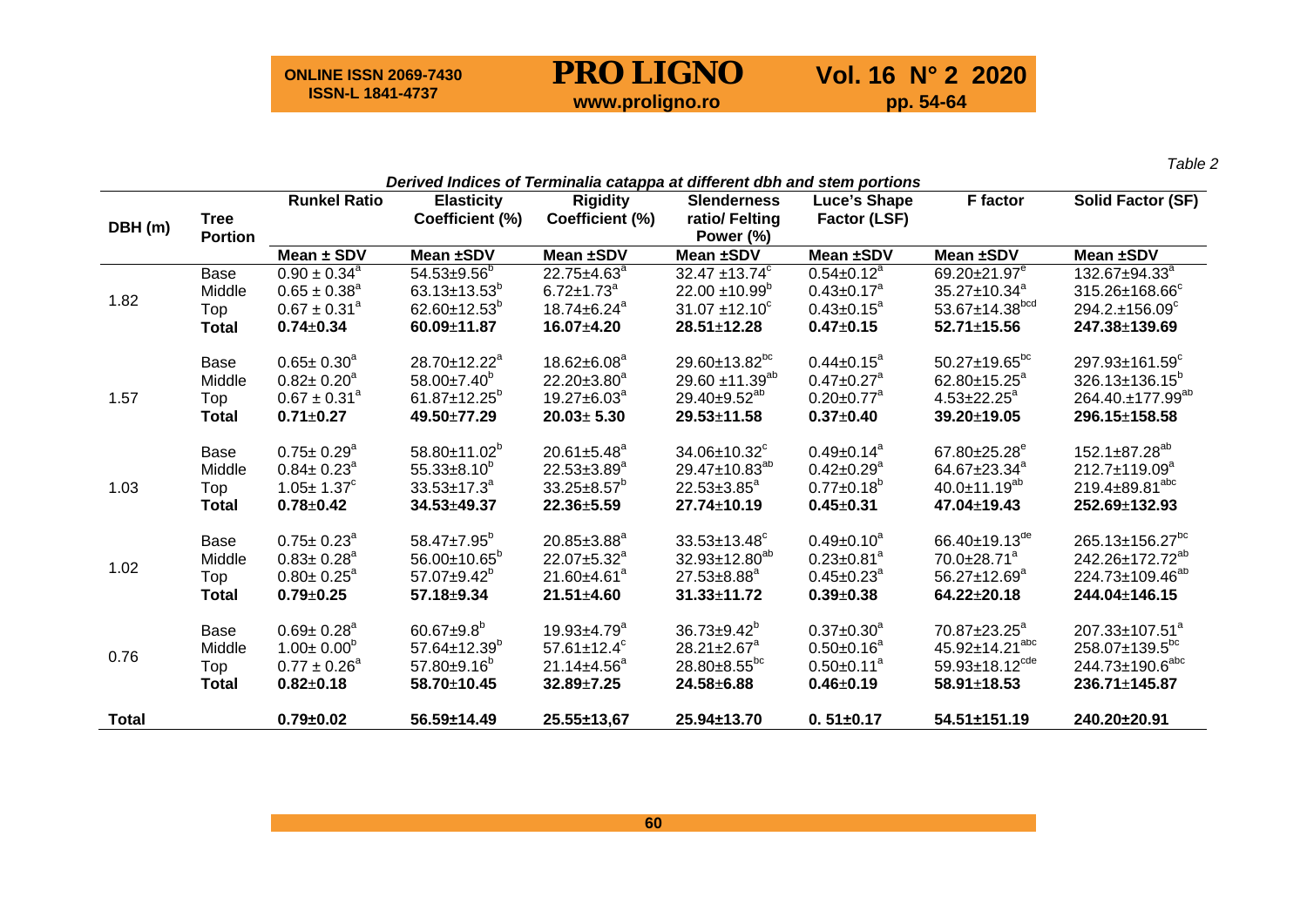*Table 2*

***Derived Indices of Terminalia catappa at different dbh and stem portions***

| DBH (m) | Tree Portion | Runkel Ratio | Elasticity Coefficient (%) | Rigidity Coefficient (%) | Slenderness ratio/ Felting Power (%) | Luce's Shape Factor (LSF) | F factor | Solid Factor (SF) |
|---|---|---|---|---|---|---|---|---|
| | | **Mean ± SDV** | **Mean ±SDV** | **Mean ±SDV** | **Mean ±SDV** | **Mean ±SDV** | **Mean ±SDV** | **Mean ±SDV** |
| 1.82 | Base | 0.90 ± 0.34[a] | 54.53±9.56[b] | 22.75±4.63[a] | 32.47 ±13.74[c] | 0.54±0.12[a] | 69.20±21.97[e] | 132.67±94.33[a] |
| | Middle | 0.65 ± 0.38[a] | 63.13±13.53[b] | 6.72±1.73[a] | 22.00 ±10.99[b] | 0.43±0.17[a] | 35.27±10.34[a] | 315.26±168.66[c] |
| | Top | 0.67 ± 0.31[a] | 62.60±12.53[b] | 18.74±6.24[a] | 31.07 ±12.10[c] | 0.43±0.15[a] | 53.67±14.38[bcd] | 294.2.±156.09[c] |
| | **Total** | **0.74±0.34** | **60.09±11.87** | **16.07±4.20** | **28.51±12.28** | **0.47±0.15** | **52.71±15.56** | **247.38±139.69** |
| 1.57 | Base | 0.65± 0.30[a] | 28.70±12.22[a] | 18.62±6.08[a] | 29.60±13.82[bc] | 0.44±0.15[a] | 50.27±19.65[bc] | 297.93±161.59[c] |
| | Middle | 0.82± 0.20[a] | 58.00±7.40[b] | 22.20±3.80[a] | 29.60 ±11.39[ab] | 0.47±0.27[a] | 62.80±15.25[a] | 326.13±136.15[b] |
| | Top | 0.67 ± 0.31[a] | 61.87±12.25[b] | 19.27±6.03[a] | 29.40±9.52[ab] | 0.20±0.77[a] | 4.53±22.25[a] | 264.40.±177.99[ab] |
| | **Total** | **0.71±0.27** | **49.50±77.29** | **20.03± 5.30** | **29.53±11.58** | **0.37±0.40** | **39.20±19.05** | **296.15±158.58** |
| 1.03 | Base | 0.75± 0.29[a] | 58.80±11.02[b] | 20.61±5.48[a] | 34.06±10.32[c] | 0.49±0.14[a] | 67.80±25.28[e] | 152.1±87.28[ab] |
| | Middle | 0.84± 0.23[a] | 55.33±8.10[b] | 22.53±3.89[a] | 29.47±10.83[ab] | 0.42±0.29[a] | 64.67±23.34[a] | 212.7±119.09[a] |
| | Top | 1.05± 1.37[c] | 33.53±17.3[a] | 33.25±8.57[b] | 22.53±3.85[a] | 0.77±0.18[b] | 40.0±11.19[ab] | 219.4±89.81[abc] |
| | **Total** | **0.78±0.42** | **34.53±49.37** | **22.36±5.59** | **27.74±10.19** | **0.45±0.31** | **47.04±19.43** | **252.69±132.93** |
| 1.02 | Base | 0.75± 0.23[a] | 58.47±7.95[b] | 20.85±3.88[a] | 33.53±13.48[c] | 0.49±0.10[a] | 66.40±19.13[de] | 265.13±156.27[bc] |
| | Middle | 0.83± 0.28[a] | 56.00±10.65[b] | 22.07±5.32[a] | 32.93±12.80[ab] | 0.23±0.81[a] | 70.0±28.71[a] | 242.26±172.72[ab] |
| | Top | 0.80± 0.25[a] | 57.07±9.42[b] | 21.60±4.61[a] | 27.53±8.88[a] | 0.45±0.23[a] | 56.27±12.69[a] | 224.73±109.46[ab] |
| | **Total** | **0.79±0.25** | **57.18±9.34** | **21.51±4.60** | **31.33±11.72** | **0.39±0.38** | **64.22±20.18** | **244.04±146.15** |
| 0.76 | Base | 0.69± 0.28[a] | 60.67±9.8[b] | 19.93±4.79[a] | 36.73±9.42[b] | 0.37±0.30[a] | 70.87±23.25[a] | 207.33±107.51[a] |
| | Middle | 1.00± 0.00[b] | 57.64±12.39[b] | 57.61±12.4[c] | 28.21±2.67[a] | 0.50±0.16[a] | 45.92±14.21[abc] | 258.07±139.5[bc] |
| | Top | 0.77 ± 0.26[a] | 57.80±9.16[b] | 21.14±4.56[a] | 28.80±8.55[bc] | 0.50±0.11[a] | 59.93±18.12[cde] | 244.73±190.6[abc] |
| | **Total** | **0.82±0.18** | **58.70±10.45** | **32.89±7.25** | **24.58±6.88** | **0.46±0.19** | **58.91±18.53** | **236.71±145.87** |
| **Total** | | **0.79±0.02** | **56.59±14.49** | **25.55±13,67** | **25.94±13.70** | **0. 51±0.17** | **54.51±151.19** | **240.20±20.91** |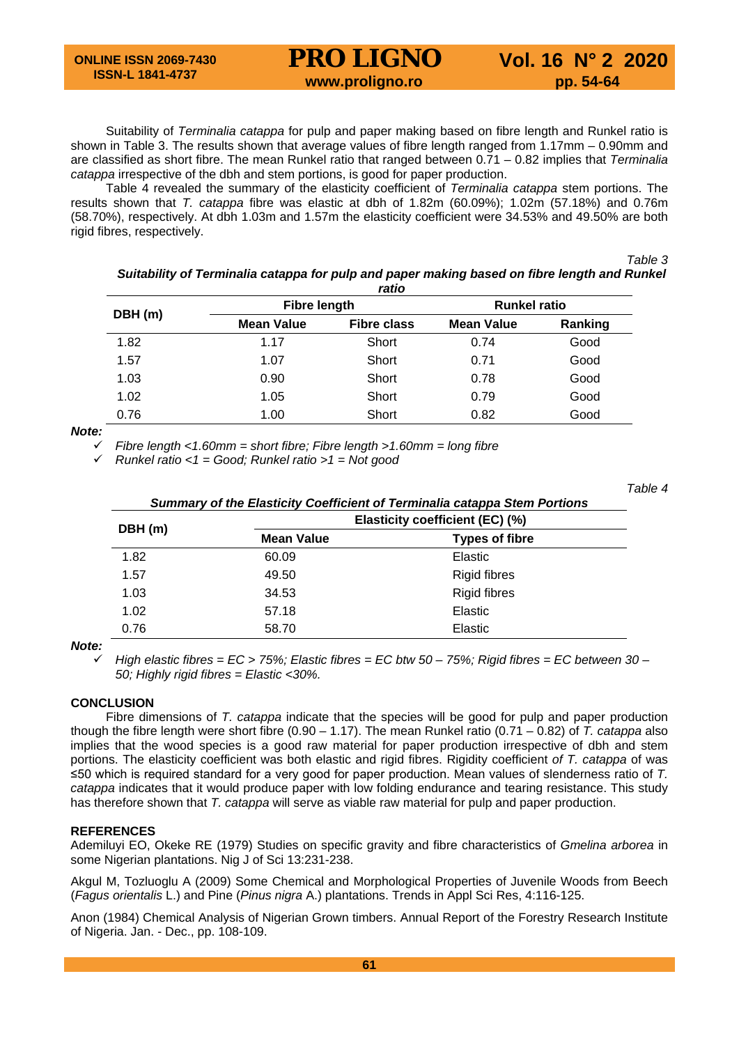Suitability of *Terminalia catappa* for pulp and paper making based on fibre length and Runkel ratio is shown in Table 3. The results shown that average values of fibre length ranged from 1.17mm – 0.90mm and are classified as short fibre. The mean Runkel ratio that ranged between 0.71 – 0.82 implies that *Terminalia catappa* irrespective of the dbh and stem portions, is good for paper production.

Table 4 revealed the summary of the elasticity coefficient of *Terminalia catappa* stem portions. The results shown that *T. catappa* fibre was elastic at dbh of 1.82m (60.09%); 1.02m (57.18%) and 0.76m (58.70%), respectively. At dbh 1.03m and 1.57m the elasticity coefficient were 34.53% and 49.50% are both rigid fibres, respectively.

*Table 3*

***Suitability of Terminalia catappa for pulp and paper making based on fibre length and Runkel ratio***

| DBH (m) | Fibre length | | Runkel ratio | |
|---|---|---|---|---|
| | **Mean Value** | **Fibre class** | **Mean Value** | **Ranking** |
| 1.82 | 1.17 | Short | 0.74 | Good |
| 1.57 | 1.07 | Short | 0.71 | Good |
| 1.03 | 0.90 | Short | 0.78 | Good |
| 1.02 | 1.05 | Short | 0.79 | Good |
| 0.76 | 1.00 | Short | 0.82 | Good |

***Note:***

- ✓ *Fibre length <1.60mm = short fibre; Fibre length >1.60mm = long fibre*
- ✓ *Runkel ratio <1 = Good; Runkel ratio >1 = Not good*

*Table 4*

***Summary of the Elasticity Coefficient of Terminalia catappa Stem Portions***

| DBH (m) | Elasticity coefficient (EC) (%) | |
|---|---|---|
| | **Mean Value** | **Types of fibre** |
| 1.82 | 60.09 | Elastic |
| 1.57 | 49.50 | Rigid fibres |
| 1.03 | 34.53 | Rigid fibres |
| 1.02 | 57.18 | Elastic |
| 0.76 | 58.70 | Elastic |

***Note:***

- ✓ *High elastic fibres = EC > 75%; Elastic fibres = EC btw 50 – 75%; Rigid fibres = EC between 30 – 50; Highly rigid fibres = Elastic <30%.*

## CONCLUSION

Fibre dimensions of *T. catappa* indicate that the species will be good for pulp and paper production though the fibre length were short fibre (0.90 – 1.17). The mean Runkel ratio (0.71 – 0.82) of *T. catappa* also implies that the wood species is a good raw material for paper production irrespective of dbh and stem portions. The elasticity coefficient was both elastic and rigid fibres. Rigidity coefficient *of T. catappa* of was ≤50 which is required standard for a very good for paper production. Mean values of slenderness ratio of *T. catappa* indicates that it would produce paper with low folding endurance and tearing resistance. This study has therefore shown that *T. catappa* will serve as viable raw material for pulp and paper production.

## REFERENCES

Ademiluyi EO, Okeke RE (1979) Studies on specific gravity and fibre characteristics of *Gmelina arborea* in some Nigerian plantations. Nig J of Sci 13:231-238.

Akgul M, Tozluoglu A (2009) Some Chemical and Morphological Properties of Juvenile Woods from Beech (*Fagus orientalis* L.) and Pine (*Pinus nigra* A.) plantations. Trends in Appl Sci Res, 4:116-125.

Anon (1984) Chemical Analysis of Nigerian Grown timbers. Annual Report of the Forestry Research Institute of Nigeria. Jan. - Dec., pp. 108-109.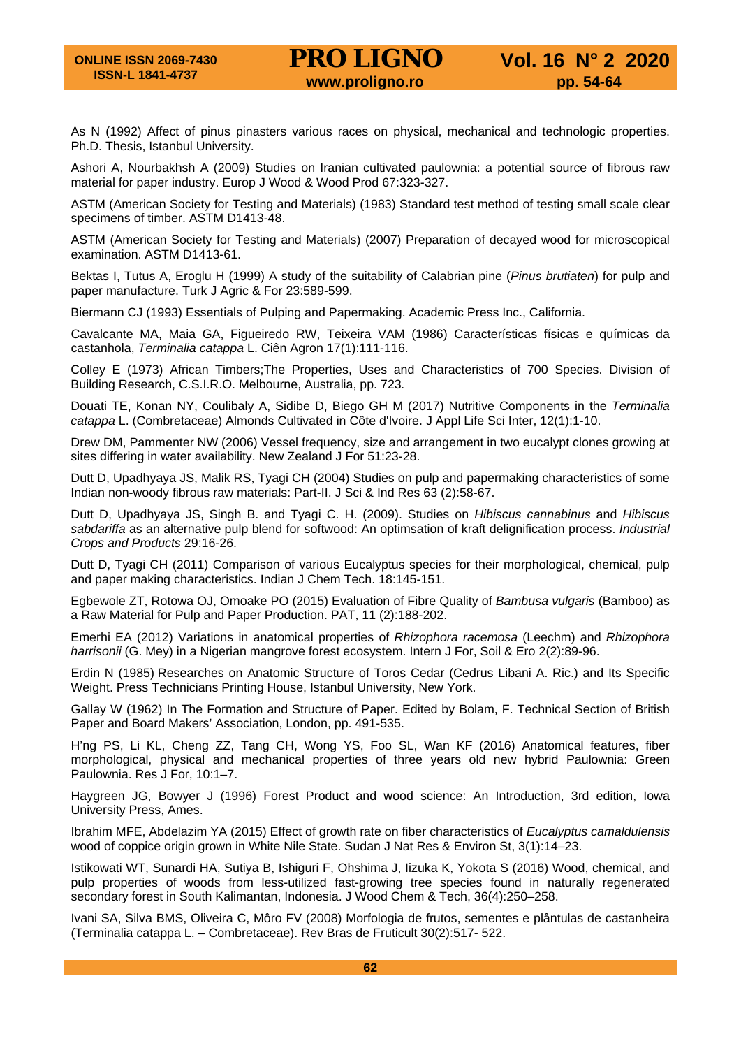As N (1992) Affect of pinus pinasters various races on physical, mechanical and technologic properties. Ph.D. Thesis, Istanbul University.

Ashori A, Nourbakhsh A (2009) Studies on Iranian cultivated paulownia: a potential source of fibrous raw material for paper industry. Europ J Wood & Wood Prod 67:323-327.

ASTM (American Society for Testing and Materials) (1983) Standard test method of testing small scale clear specimens of timber. ASTM D1413-48.

ASTM (American Society for Testing and Materials) (2007) Preparation of decayed wood for microscopical examination. ASTM D1413-61.

Bektas I, Tutus A, Eroglu H (1999) A study of the suitability of Calabrian pine (*Pinus brutiaten*) for pulp and paper manufacture. Turk J Agric & For 23:589-599.

Biermann CJ (1993) Essentials of Pulping and Papermaking. Academic Press Inc., California.

Cavalcante MA, Maia GA, Figueiredo RW, Teixeira VAM (1986) Características físicas e químicas da castanhola, *Terminalia catappa* L. Ciên Agron 17(1):111-116.

Colley E (1973) African Timbers;The Properties, Uses and Characteristics of 700 Species. Division of Building Research, C.S.I.R.O. Melbourne, Australia, pp. 723*.*

Douati TE, Konan NY, Coulibaly A, Sidibe D, Biego GH M (2017) Nutritive Components in the *Terminalia catappa* L. (Combretaceae) Almonds Cultivated in Côte d'Ivoire. J Appl Life Sci Inter, 12(1):1-10.

Drew DM, Pammenter NW (2006) Vessel frequency, size and arrangement in two eucalypt clones growing at sites differing in water availability. New Zealand J For 51:23-28.

Dutt D, Upadhyaya JS, Malik RS, Tyagi CH (2004) Studies on pulp and papermaking characteristics of some Indian non-woody fibrous raw materials: Part-II. J Sci & Ind Res 63 (2):58-67.

Dutt D, Upadhyaya JS, Singh B. and Tyagi C. H. (2009). Studies on *Hibiscus cannabinus* and *Hibiscus sabdariffa* as an alternative pulp blend for softwood: An optimsation of kraft delignification process. *Industrial Crops and Products* 29:16-26.

Dutt D, Tyagi CH (2011) Comparison of various Eucalyptus species for their morphological, chemical, pulp and paper making characteristics. Indian J Chem Tech. 18:145-151.

Egbewole ZT, Rotowa OJ, Omoake PO (2015) Evaluation of Fibre Quality of *Bambusa vulgaris* (Bamboo) as a Raw Material for Pulp and Paper Production. PAT, 11 (2):188-202.

Emerhi EA (2012) Variations in anatomical properties of *Rhizophora racemosa* (Leechm) and *Rhizophora harrisonii* (G. Mey) in a Nigerian mangrove forest ecosystem. Intern J For, Soil & Ero 2(2):89-96.

Erdin N (1985) Researches on Anatomic Structure of Toros Cedar (Cedrus Libani A. Ric.) and Its Specific Weight. Press Technicians Printing House, Istanbul University, New York.

Gallay W (1962) In The Formation and Structure of Paper. Edited by Bolam, F. Technical Section of British Paper and Board Makers' Association, London, pp. 491-535.

H'ng PS, Li KL, Cheng ZZ, Tang CH, Wong YS, Foo SL, Wan KF (2016) Anatomical features, fiber morphological, physical and mechanical properties of three years old new hybrid Paulownia: Green Paulownia. Res J For, 10:1–7.

Haygreen JG, Bowyer J (1996) Forest Product and wood science: An Introduction, 3rd edition, Iowa University Press, Ames.

Ibrahim MFE, Abdelazim YA (2015) Effect of growth rate on fiber characteristics of *Eucalyptus camaldulensis* wood of coppice origin grown in White Nile State. Sudan J Nat Res & Environ St, 3(1):14–23.

Istikowati WT, Sunardi HA, Sutiya B, Ishiguri F, Ohshima J, Iizuka K, Yokota S (2016) Wood, chemical, and pulp properties of woods from less-utilized fast-growing tree species found in naturally regenerated secondary forest in South Kalimantan, Indonesia. J Wood Chem & Tech, 36(4):250–258.

Ivani SA, Silva BMS, Oliveira C, Môro FV (2008) Morfologia de frutos, sementes e plântulas de castanheira (Terminalia catappa L. – Combretaceae). Rev Bras de Fruticult 30(2):517- 522.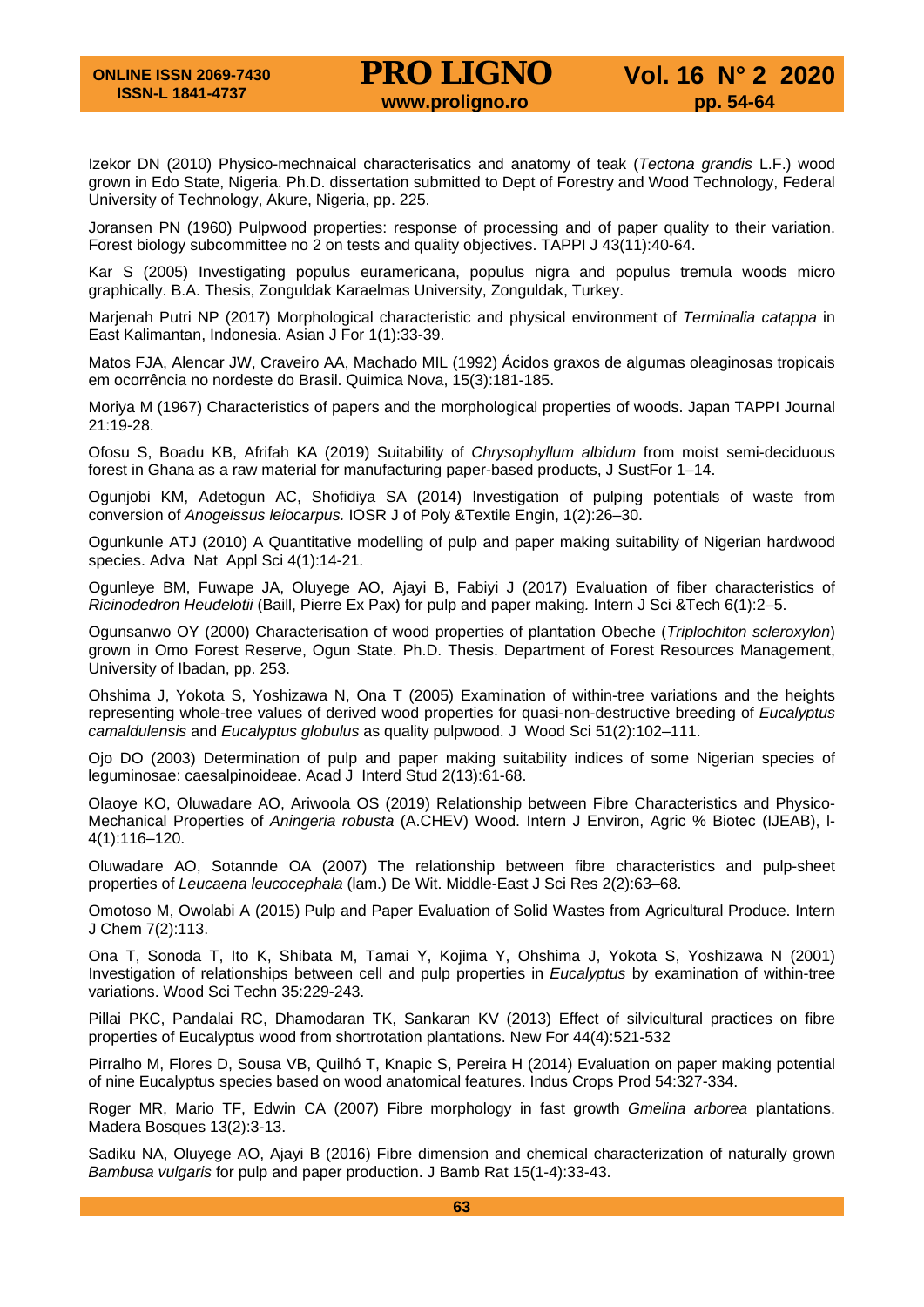Izekor DN (2010) Physico-mechnaical characterisatics and anatomy of teak (*Tectona grandis* L.F.) wood grown in Edo State, Nigeria. Ph.D. dissertation submitted to Dept of Forestry and Wood Technology, Federal University of Technology, Akure, Nigeria, pp. 225.

Joransen PN (1960) Pulpwood properties: response of processing and of paper quality to their variation. Forest biology subcommittee no 2 on tests and quality objectives. TAPPI J 43(11):40-64.

Kar S (2005) Investigating populus euramericana, populus nigra and populus tremula woods micro graphically. B.A. Thesis, Zonguldak Karaelmas University, Zonguldak, Turkey.

Marjenah Putri NP (2017) Morphological characteristic and physical environment of *Terminalia catappa* in East Kalimantan, Indonesia. Asian J For 1(1):33-39.

Matos FJA, Alencar JW, Craveiro AA, Machado MIL (1992) Ácidos graxos de algumas oleaginosas tropicais em ocorrência no nordeste do Brasil. Quimica Nova, 15(3):181-185.

Moriya M (1967) Characteristics of papers and the morphological properties of woods. Japan TAPPI Journal 21:19-28.

Ofosu S, Boadu KB, Afrifah KA (2019) Suitability of *Chrysophyllum albidum* from moist semi-deciduous forest in Ghana as a raw material for manufacturing paper-based products, J SustFor 1–14.

Ogunjobi KM, Adetogun AC, Shofidiya SA (2014) Investigation of pulping potentials of waste from conversion of *Anogeissus leiocarpus.* IOSR J of Poly &Textile Engin, 1(2):26–30.

Ogunkunle ATJ (2010) A Quantitative modelling of pulp and paper making suitability of Nigerian hardwood species. Adva Nat Appl Sci 4(1):14-21.

Ogunleye BM, Fuwape JA, Oluyege AO, Ajayi B, Fabiyi J (2017) Evaluation of fiber characteristics of *Ricinodedron Heudelotii* (Baill, Pierre Ex Pax) for pulp and paper making*.* Intern J Sci &Tech 6(1):2–5.

Ogunsanwo OY (2000) Characterisation of wood properties of plantation Obeche (*Triplochiton scleroxylon*) grown in Omo Forest Reserve, Ogun State. Ph.D. Thesis. Department of Forest Resources Management, University of Ibadan, pp. 253.

Ohshima J, Yokota S, Yoshizawa N, Ona T (2005) Examination of within-tree variations and the heights representing whole-tree values of derived wood properties for quasi-non-destructive breeding of *Eucalyptus camaldulensis* and *Eucalyptus globulus* as quality pulpwood. J Wood Sci 51(2):102–111.

Ojo DO (2003) Determination of pulp and paper making suitability indices of some Nigerian species of leguminosae: caesalpinoideae. Acad J Interd Stud 2(13):61-68.

Olaoye KO, Oluwadare AO, Ariwoola OS (2019) Relationship between Fibre Characteristics and Physico-Mechanical Properties of *Aningeria robusta* (A.CHEV) Wood. Intern J Environ, Agric % Biotec (IJEAB), I-4(1):116–120.

Oluwadare AO, Sotannde OA (2007) The relationship between fibre characteristics and pulp-sheet properties of *Leucaena leucocephala* (lam.) De Wit. Middle-East J Sci Res 2(2):63–68.

Omotoso M, Owolabi A (2015) Pulp and Paper Evaluation of Solid Wastes from Agricultural Produce. Intern J Chem 7(2):113.

Ona T, Sonoda T, Ito K, Shibata M, Tamai Y, Kojima Y, Ohshima J, Yokota S, Yoshizawa N (2001) Investigation of relationships between cell and pulp properties in *Eucalyptus* by examination of within-tree variations. Wood Sci Techn 35:229-243.

Pillai PKC, Pandalai RC, Dhamodaran TK, Sankaran KV (2013) Effect of silvicultural practices on fibre properties of Eucalyptus wood from shortrotation plantations. New For 44(4):521-532

Pirralho M, Flores D, Sousa VB, Quilhó T, Knapic S, Pereira H (2014) Evaluation on paper making potential of nine Eucalyptus species based on wood anatomical features. Indus Crops Prod 54:327-334.

Roger MR, Mario TF, Edwin CA (2007) Fibre morphology in fast growth *Gmelina arborea* plantations. Madera Bosques 13(2):3-13.

Sadiku NA, Oluyege AO, Ajayi B (2016) Fibre dimension and chemical characterization of naturally grown *Bambusa vulgaris* for pulp and paper production. J Bamb Rat 15(1-4):33-43.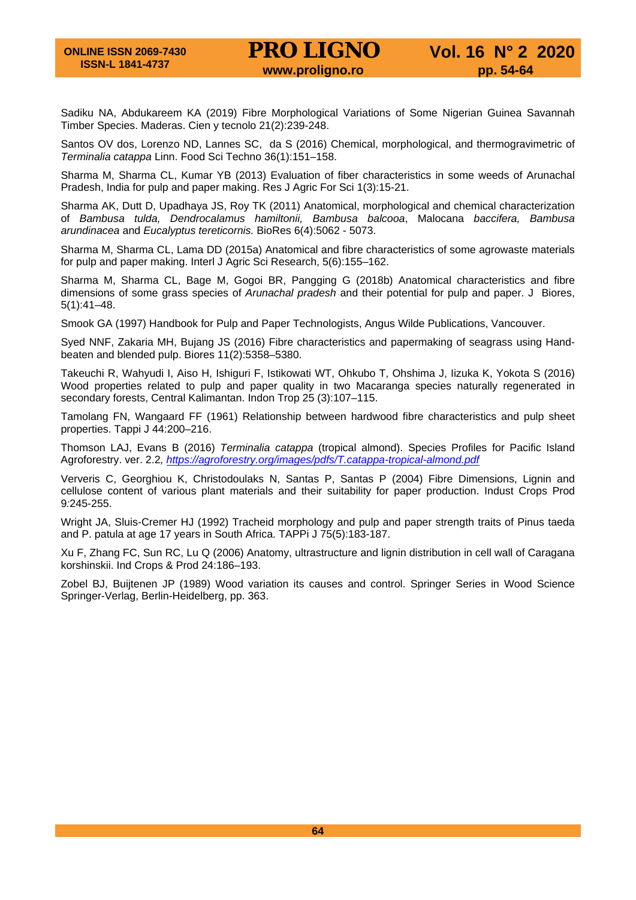Sadiku NA, Abdukareem KA (2019) Fibre Morphological Variations of Some Nigerian Guinea Savannah Timber Species. Maderas. Cien y tecnolo 21(2):239-248.

Santos OV dos, Lorenzo ND, Lannes SC, da S (2016) Chemical, morphological, and thermogravimetric of *Terminalia catappa* Linn. Food Sci Techno 36(1):151–158.

Sharma M, Sharma CL, Kumar YB (2013) Evaluation of fiber characteristics in some weeds of Arunachal Pradesh, India for pulp and paper making. Res J Agric For Sci 1(3):15-21.

Sharma AK, Dutt D, Upadhaya JS, Roy TK (2011) Anatomical, morphological and chemical characterization of *Bambusa tulda, Dendrocalamus hamiltonii, Bambusa balcooa*, Malocana *baccifera, Bambusa arundinacea* and *Eucalyptus tereticornis.* BioRes 6(4):5062 - 5073.

Sharma M, Sharma CL, Lama DD (2015a) Anatomical and fibre characteristics of some agrowaste materials for pulp and paper making. Interl J Agric Sci Research, 5(6):155–162.

Sharma M, Sharma CL, Bage M, Gogoi BR, Pangging G (2018b) Anatomical characteristics and fibre dimensions of some grass species of *Arunachal pradesh* and their potential for pulp and paper. J Biores, 5(1):41–48.

Smook GA (1997) Handbook for Pulp and Paper Technologists, Angus Wilde Publications, Vancouver.

Syed NNF, Zakaria MH, Bujang JS (2016) Fibre characteristics and papermaking of seagrass using Hand-beaten and blended pulp. Biores 11(2):5358–5380.

Takeuchi R, Wahyudi I, Aiso H, Ishiguri F, Istikowati WT, Ohkubo T, Ohshima J, Iizuka K, Yokota S (2016) Wood properties related to pulp and paper quality in two Macaranga species naturally regenerated in secondary forests, Central Kalimantan. Indon Trop 25 (3):107–115.

Tamolang FN, Wangaard FF (1961) Relationship between hardwood fibre characteristics and pulp sheet properties. Tappi J 44:200–216.

Thomson LAJ, Evans B (2016) *Terminalia catappa* (tropical almond). Species Profiles for Pacific Island Agroforestry. ver. 2.2*, https://agroforestry.org/images/pdfs/T.catappa-tropical-almond.pdf*

Ververis C, Georghiou K, Christodoulaks N, Santas P, Santas P (2004) Fibre Dimensions, Lignin and cellulose content of various plant materials and their suitability for paper production. Indust Crops Prod 9:245-255.

Wright JA, Sluis-Cremer HJ (1992) Tracheid morphology and pulp and paper strength traits of Pinus taeda and P. patula at age 17 years in South Africa. TAPPi J 75(5):183-187.

Xu F, Zhang FC, Sun RC, Lu Q (2006) Anatomy, ultrastructure and lignin distribution in cell wall of Caragana korshinskii. Ind Crops & Prod 24:186–193.

Zobel BJ, Buijtenen JP (1989) Wood variation its causes and control. Springer Series in Wood Science Springer-Verlag, Berlin-Heidelberg, pp. 363.